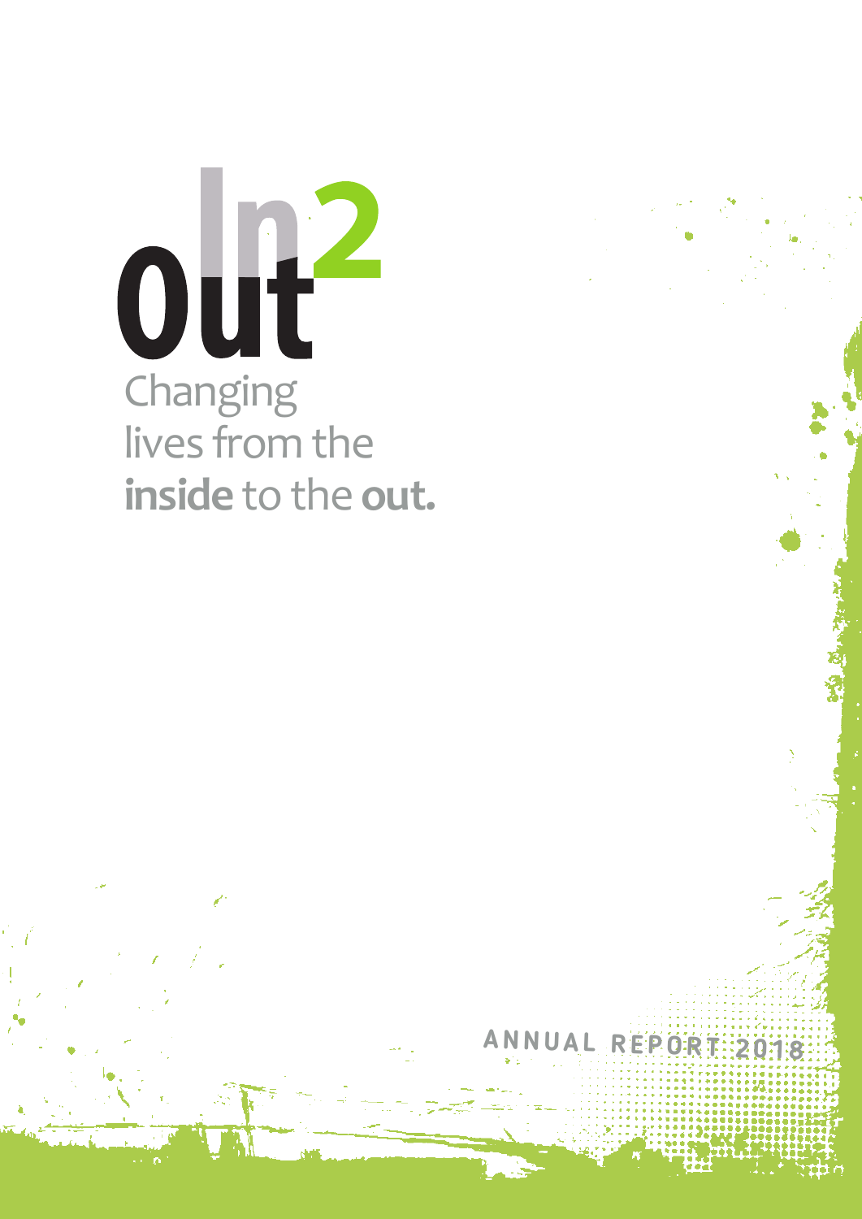# In2Out

Changing lives from the **inside** to the **out.**

ANNUAL REPORT 2018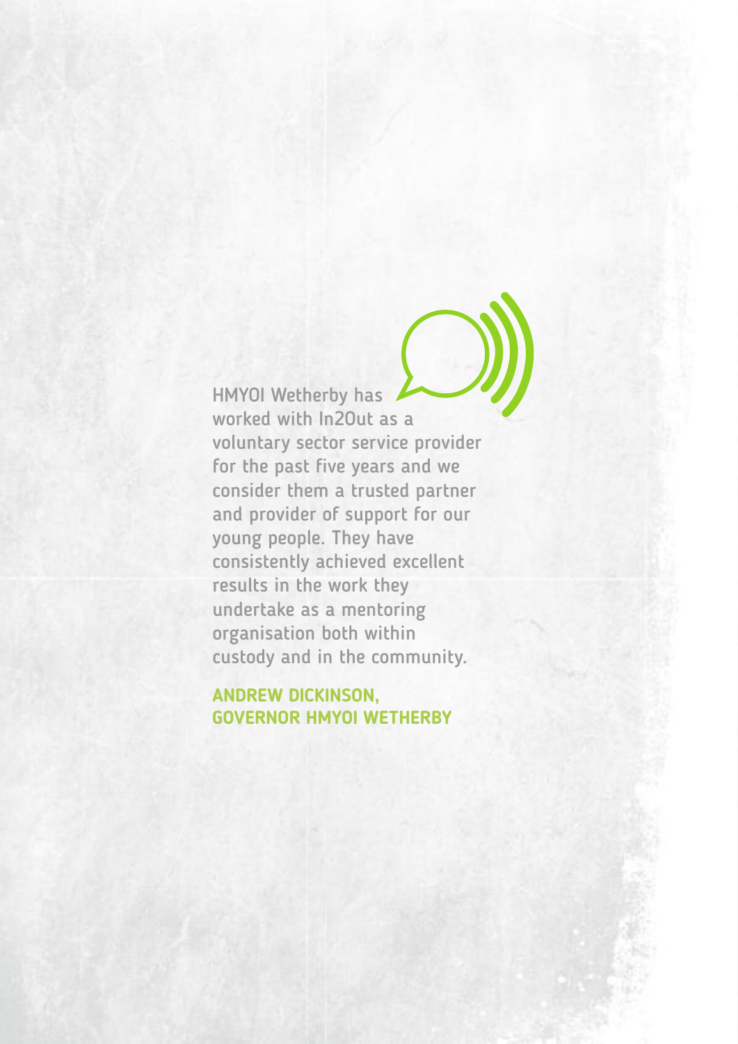HMYOI Wetherby has worked with In2Out as a voluntary sector service provider for the past five years and we consider them a trusted partner and provider of support for our young people. They have consistently achieved excellent results in the work they undertake as a mentoring organisation both within custody and in the community.

**ANDREW DICKINSON, GOVERNOR HMYOI WETHERBY**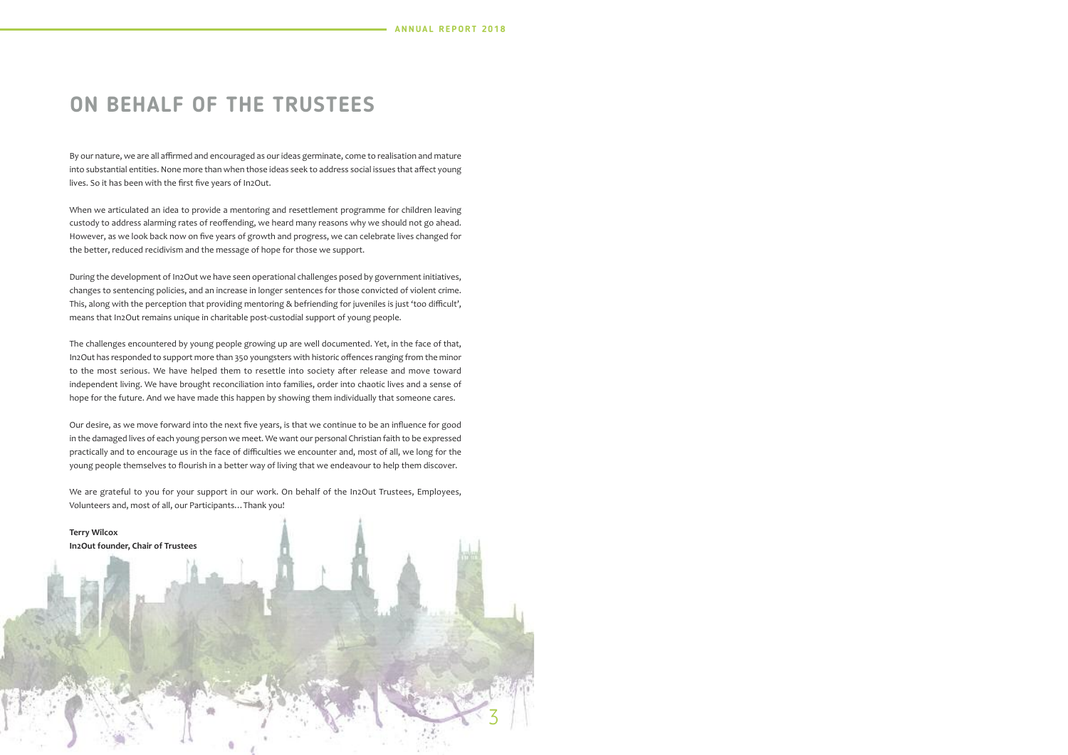# ON BEHALF OF THE TRUSTEES

By our nature, we are all affirmed and encouraged as our ideas germinate, come to realisation and mature into substantial entities. None more than when those ideas seek to address social issues that affect young lives. So it has been with the first five years of In2Out.

When we articulated an idea to provide a mentoring and resettlement programme for children leaving custody to address alarming rates of reoffending, we heard many reasons why we should not go ahead. However, as we look back now on five years of growth and progress, we can celebrate lives changed for the better, reduced recidivism and the message of hope for those we support.

During the development of In2Out we have seen operational challenges posed by government initiatives, changes to sentencing policies, and an increase in longer sentences for those convicted of violent crime. This, along with the perception that providing mentoring & befriending for juveniles is just 'too difficult', means that In2Out remains unique in charitable post-custodial support of young people.

The challenges encountered by young people growing up are well documented. Yet, in the face of that, In2Out has responded to support more than 350 youngsters with historic offences ranging from the minor to the most serious. We have helped them to resettle into society after release and move toward independent living. We have brought reconciliation into families, order into chaotic lives and a sense of hope for the future. And we have made this happen by showing them individually that someone cares.

Our desire, as we move forward into the next five years, is that we continue to be an influence for good in the damaged lives of each young person we meet. We want our personal Christian faith to be expressed practically and to encourage us in the face of difficulties we encounter and, most of all, we long for the young people themselves to flourish in a better way of living that we endeavour to help them discover.

We are grateful to you for your support in our work. On behalf of the In2Out Trustees, Employees, Volunteers and, most of all, our Participants… Thank you!

**Terry Wilcox**
**In2Out founder, Chair of Trustees**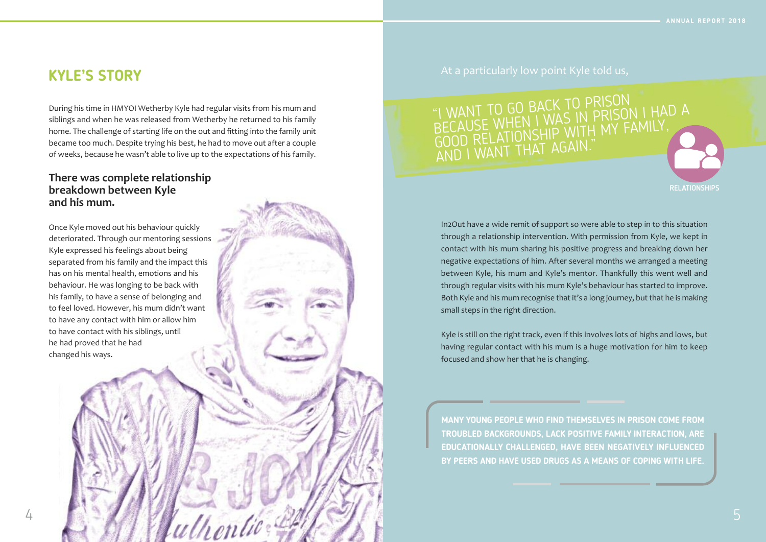## KYLE'S STORY

During his time in HMYOI Wetherby Kyle had regular visits from his mum and siblings and when he was released from Wetherby he returned to his family home. The challenge of starting life on the out and fitting into the family unit became too much. Despite trying his best, he had to move out after a couple of weeks, because he wasn't able to live up to the expectations of his family.

### There was complete relationship breakdown between Kyle and his mum.

Once Kyle moved out his behaviour quickly deteriorated. Through our mentoring sessions Kyle expressed his feelings about being separated from his family and the impact this has on his mental health, emotions and his behaviour. He was longing to be back with his family, to have a sense of belonging and to feel loved. However, his mum didn't want to have any contact with him or allow him to have contact with his siblings, until he had proved that he had changed his ways.

At a particularly low point Kyle told us,

"I WANT TO GO BACK TO PRISON BECAUSE WHEN I WAS IN PRISON I HAD A GOOD RELATIONSHIP WITH MY FAMILY, AND I WANT THAT AGAIN."

RELATIONSHIPS

In2Out have a wide remit of support so were able to step in to this situation through a relationship intervention. With permission from Kyle, we kept in contact with his mum sharing his positive progress and breaking down her negative expectations of him. After several months we arranged a meeting between Kyle, his mum and Kyle's mentor. Thankfully this went well and through regular visits with his mum Kyle's behaviour has started to improve. Both Kyle and his mum recognise that it's a long journey, but that he is making small steps in the right direction.

Kyle is still on the right track, even if this involves lots of highs and lows, but having regular contact with his mum is a huge motivation for him to keep focused and show her that he is changing.

**MANY YOUNG PEOPLE WHO FIND THEMSELVES IN PRISON COME FROM TROUBLED BACKGROUNDS, LACK POSITIVE FAMILY INTERACTION, ARE EDUCATIONALLY CHALLENGED, HAVE BEEN NEGATIVELY INFLUENCED BY PEERS AND HAVE USED DRUGS AS A MEANS OF COPING WITH LIFE.**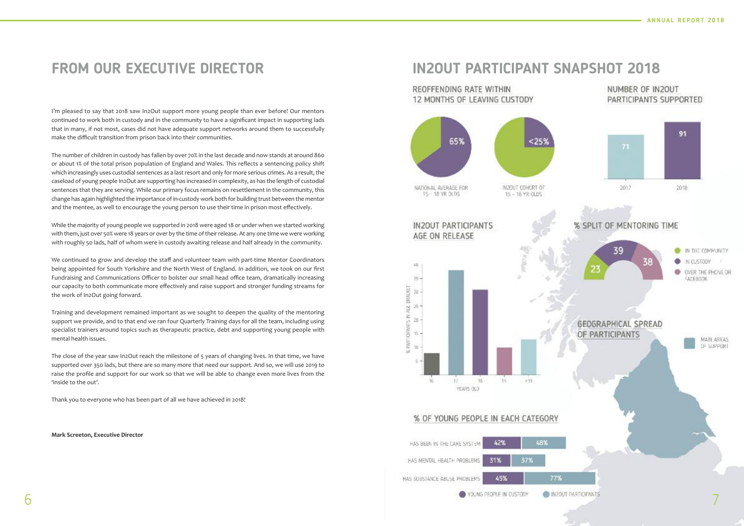# FROM OUR EXECUTIVE DIRECTOR

I'm pleased to say that 2018 saw In2Out support more young people than ever before! Our mentors continued to work both in custody and in the community to have a significant impact in supporting lads that in many, if not most, cases did not have adequate support networks around them to successfully make the difficult transition from prison back into their communities.

The number of children in custody has fallen by over 70% in the last decade and now stands at around 860 or about 1% of the total prison population of England and Wales. This reflects a sentencing policy shift which increasingly uses custodial sentences as a last resort and only for more serious crimes. As a result, the caseload of young people In2Out are supporting has increased in complexity, as has the length of custodial sentences that they are serving. While our primary focus remains on resettlement in the community, this change has again highlighted the importance of in-custody work both for building trust between the mentor and the mentee, as well to encourage the young person to use their time in prison most effectively.

While the majority of young people we supported in 2018 were aged 18 or under when we started working with them, just over 50% were 18 years or over by the time of their release. At any one time we were working with roughly 50 lads, half of whom were in custody awaiting release and half already in the community.

We continued to grow and develop the staff and volunteer team with part-time Mentor Coordinators being appointed for South Yorkshire and the North West of England. In addition, we took on our first Fundraising and Communications Officer to bolster our small head office team, dramatically increasing our capacity to both communicate more effectively and raise support and stronger funding streams for the work of In2Out going forward.

Training and development remained important as we sought to deepen the quality of the mentoring support we provide, and to that end we ran four Quarterly Training days for all the team, including using specialist trainers around topics such as therapeutic practice, debt and supporting young people with mental health issues.

The close of the year saw In2Out reach the milestone of 5 years of changing lives. In that time, we have supported over 350 lads, but there are so many more that need our support. And so, we will use 2019 to raise the profile and support for our work so that we will be able to change even more lives from the 'inside to the out'.

Thank you to everyone who has been part of all we have achieved in 2018!

**Mark Screeton, Executive Director**

# IN2OUT PARTICIPANT SNAPSHOT 2018

## REOFFENDING RATE WITHIN 12 MONTHS OF LEAVING CUSTODY

| | Reoffending rate |
|---|---|
| National average for 15 – 18 yr olds | 65% |
| In2Out cohort of 15 – 18 yr olds | <25% |

## NUMBER OF IN2OUT PARTICIPANTS SUPPORTED

| Year | Participants |
|---|---|
| 2017 | 71 |
| 2018 | 91 |

## IN2OUT PARTICIPANTS AGE ON RELEASE

% participants in age bracket, by years old: 16, 17, 18, 19, >19

## % SPLIT OF MENTORING TIME

| Category | % |
|---|---|
| In the community | 23 |
| In custody | 39 |
| Over the phone or Facebook | 38 |

## GEOGRAPHICAL SPREAD OF PARTICIPANTS

Main areas of support

## % OF YOUNG PEOPLE IN EACH CATEGORY

| Category | Young people in custody | In2Out participants |
|---|---|---|
| Has been in the care system | 42% | 48% |
| Has mental health problems | 31% | 37% |
| Has substance abuse problems | 45% | 77% |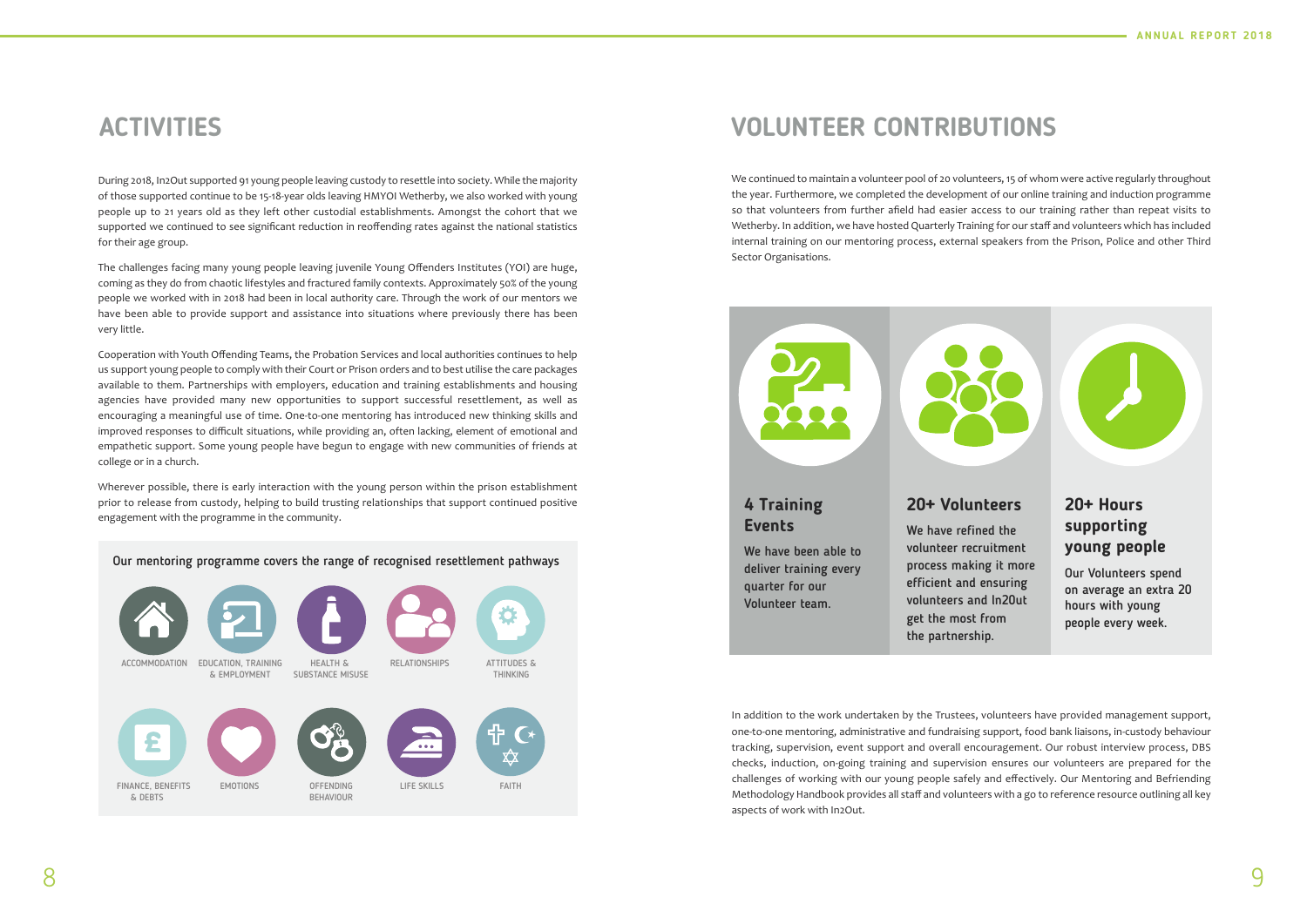# ACTIVITIES

During 2018, In2Out supported 91 young people leaving custody to resettle into society. While the majority of those supported continue to be 15-18-year olds leaving HMYOI Wetherby, we also worked with young people up to 21 years old as they left other custodial establishments. Amongst the cohort that we supported we continued to see significant reduction in reoffending rates against the national statistics for their age group.

The challenges facing many young people leaving juvenile Young Offenders Institutes (YOI) are huge, coming as they do from chaotic lifestyles and fractured family contexts. Approximately 50% of the young people we worked with in 2018 had been in local authority care. Through the work of our mentors we have been able to provide support and assistance into situations where previously there has been very little.

Cooperation with Youth Offending Teams, the Probation Services and local authorities continues to help us support young people to comply with their Court or Prison orders and to best utilise the care packages available to them. Partnerships with employers, education and training establishments and housing agencies have provided many new opportunities to support successful resettlement, as well as encouraging a meaningful use of time. One-to-one mentoring has introduced new thinking skills and improved responses to difficult situations, while providing an, often lacking, element of emotional and empathetic support. Some young people have begun to engage with new communities of friends at college or in a church.

Wherever possible, there is early interaction with the young person within the prison establishment prior to release from custody, helping to build trusting relationships that support continued positive engagement with the programme in the community.

**Our mentoring programme covers the range of recognised resettlement pathways**

- ACCOMMODATION
- EDUCATION, TRAINING & EMPLOYMENT
- HEALTH & SUBSTANCE MISUSE
- RELATIONSHIPS
- ATTITUDES & THINKING
- FINANCE, BENEFITS & DEBTS
- EMOTIONS
- OFFENDING BEHAVIOUR
- LIFE SKILLS
- FAITH

# VOLUNTEER CONTRIBUTIONS

We continued to maintain a volunteer pool of 20 volunteers, 15 of whom were active regularly throughout the year. Furthermore, we completed the development of our online training and induction programme so that volunteers from further afield had easier access to our training rather than repeat visits to Wetherby. In addition, we have hosted Quarterly Training for our staff and volunteers which has included internal training on our mentoring process, external speakers from the Prison, Police and other Third Sector Organisations.

### 4 Training Events

We have been able to deliver training every quarter for our Volunteer team.

### 20+ Volunteers

We have refined the volunteer recruitment process making it more efficient and ensuring volunteers and In2Out get the most from the partnership.

### 20+ Hours supporting young people

Our Volunteers spend on average an extra 20 hours with young people every week.

In addition to the work undertaken by the Trustees, volunteers have provided management support, one-to-one mentoring, administrative and fundraising support, food bank liaisons, in-custody behaviour tracking, supervision, event support and overall encouragement. Our robust interview process, DBS checks, induction, on-going training and supervision ensures our volunteers are prepared for the challenges of working with our young people safely and effectively. Our Mentoring and Befriending Methodology Handbook provides all staff and volunteers with a go to reference resource outlining all key aspects of work with In2Out.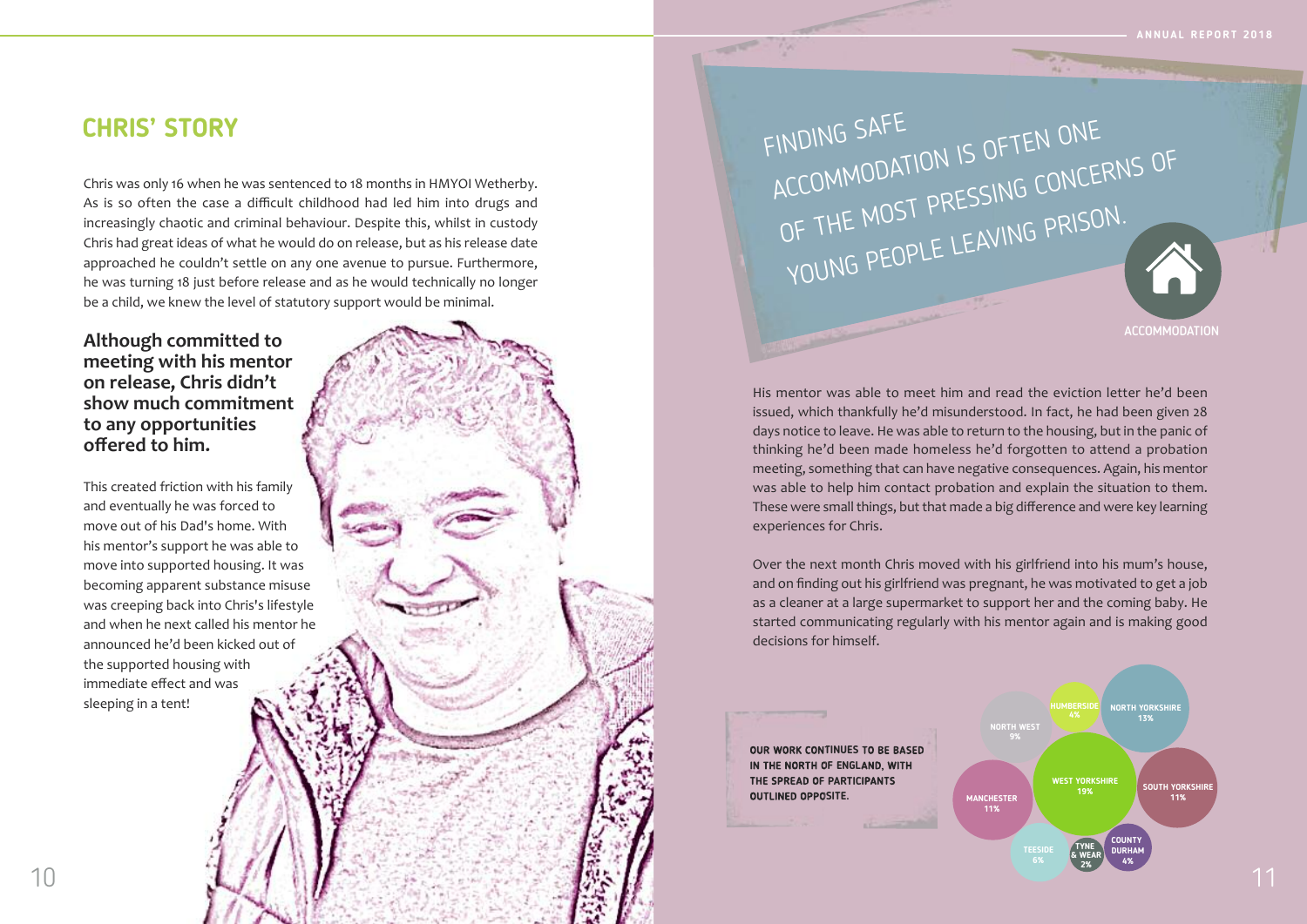## CHRIS' STORY

Chris was only 16 when he was sentenced to 18 months in HMYOI Wetherby. As is so often the case a difficult childhood had led him into drugs and increasingly chaotic and criminal behaviour. Despite this, whilst in custody Chris had great ideas of what he would do on release, but as his release date approached he couldn't settle on any one avenue to pursue. Furthermore, he was turning 18 just before release and as he would technically no longer be a child, we knew the level of statutory support would be minimal.

**Although committed to meeting with his mentor on release, Chris didn't show much commitment to any opportunities offered to him.**

This created friction with his family and eventually he was forced to move out of his Dad's home. With his mentor's support he was able to move into supported housing. It was becoming apparent substance misuse was creeping back into Chris's lifestyle and when he next called his mentor he announced he'd been kicked out of the supported housing with immediate effect and was sleeping in a tent!

FINDING SAFE ACCOMMODATION IS OFTEN ONE OF THE MOST PRESSING CONCERNS OF YOUNG PEOPLE LEAVING PRISON.

ACCOMMODATION

His mentor was able to meet him and read the eviction letter he'd been issued, which thankfully he'd misunderstood. In fact, he had been given 28 days notice to leave. He was able to return to the housing, but in the panic of thinking he'd been made homeless he'd forgotten to attend a probation meeting, something that can have negative consequences. Again, his mentor was able to help him contact probation and explain the situation to them. These were small things, but that made a big difference and were key learning experiences for Chris.

Over the next month Chris moved with his girlfriend into his mum's house, and on finding out his girlfriend was pregnant, he was motivated to get a job as a cleaner at a large supermarket to support her and the coming baby. He started communicating regularly with his mentor again and is making good decisions for himself.

OUR WORK CONTINUES TO BE BASED IN THE NORTH OF ENGLAND, WITH THE SPREAD OF PARTICIPANTS OUTLINED OPPOSITE.

| Region | Percentage |
| --- | --- |
| North West | 9% |
| Humberside | 4% |
| North Yorkshire | 13% |
| West Yorkshire | 19% |
| South Yorkshire | 11% |
| Manchester | 11% |
| Teeside | 6% |
| Tyne & Wear | 2% |
| County Durham | 4% |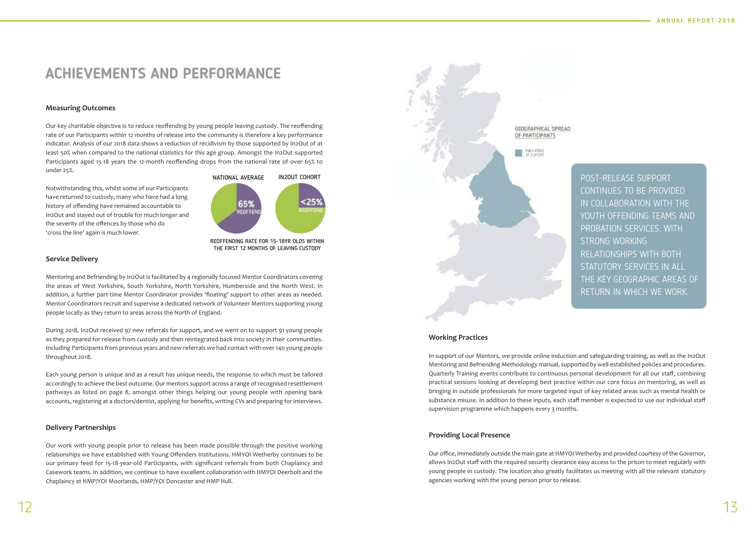# ACHIEVEMENTS AND PERFORMANCE

### Measuring Outcomes

Our key charitable objective is to reduce reoffending by young people leaving custody. The reoffending rate of our Participants within 12 months of release into the community is therefore a key performance indicator. Analysis of our 2018 data shows a reduction of recidivism by those supported by In2Out of at least 50% when compared to the national statistics for this age group. Amongst the In2Out supported Participants aged 15-18 years the 12-month reoffending drops from the national rate of over 65% to under 25%.

Notwithstanding this, whilst some of our Participants have returned to custody, many who have had a long history of offending have remained accountable to In2Out and stayed out of trouble for much longer and the severity of the offences by those who do 'cross the line' again is much lower.

NATIONAL AVERAGE: 65% REOFFEND
IN2OUT COHORT: <25% REOFFEND

REOFFENDING RATE FOR 15-18YR OLDS WITHIN THE FIRST 12 MONTHS OF LEAVING CUSTODY

### Service Delivery

Mentoring and Befriending by In2Out is facilitated by 4 regionally focused Mentor Coordinators covering the areas of West Yorkshire, South Yorkshire, North Yorkshire, Humberside and the North West. In addition, a further part-time Mentor Coordinator provides 'floating' support to other areas as needed. Mentor Coordinators recruit and supervise a dedicated network of Volunteer Mentors supporting young people locally as they return to areas across the North of England.

During 2018, In2Out received 97 new referrals for support, and we went on to support 91 young people as they prepared for release from custody and then reintegrated back into society in their communities. Including Participants from previous years and new referrals we had contact with over 140 young people throughout 2018.

Each young person is unique and as a result has unique needs, the response to which must be tailored accordingly to achieve the best outcome. Our mentors support across a range of recognised resettlement pathways as listed on page 8, amongst other things helping our young people with opening bank accounts, registering at a doctors/dentist, applying for benefits, writing CVs and preparing for interviews.

### Delivery Partnerships

Our work with young people prior to release has been made possible through the positive working relationships we have established with Young Offenders Institutions. HMYOI Wetherby continues to be our primary feed for 15-18-year-old Participants, with significant referrals from both Chaplaincy and Casework teams. In addition, we continue to have excellent collaboration with HMYOI Deerbolt and the Chaplaincy at HMP/YOI Moorlands, HMP/YOI Doncaster and HMP Hull.

GEOGRAPHICAL SPREAD OF PARTICIPANTS

MAIN AREAS OF SUPPORT

POST-RELEASE SUPPORT CONTINUES TO BE PROVIDED IN COLLABORATION WITH THE YOUTH OFFENDING TEAMS AND PROBATION SERVICES, WITH STRONG WORKING RELATIONSHIPS WITH BOTH STATUTORY SERVICES IN ALL THE KEY GEOGRAPHIC AREAS OF RETURN IN WHICH WE WORK.

### Working Practices

In support of our Mentors, we provide online induction and safeguarding training, as well as the In2Out Mentoring and Befriending Methodology manual, supported by well-established policies and procedures. Quarterly Training events contribute to continuous personal development for all our staff, combining practical sessions looking at developing best practice within our core focus on mentoring, as well as bringing in outside professionals for more targeted input of key related areas such as mental health or substance misuse. In addition to these inputs, each staff member is expected to use our individual staff supervision programme which happens every 3 months.

### Providing Local Presence

Our office, immediately outside the main gate at HMYOI Wetherby and provided courtesy of the Governor, allows In2Out staff with the required security clearance easy access to the prison to meet regularly with young people in custody. The location also greatly facilitates us meeting with all the relevant statutory agencies working with the young person prior to release.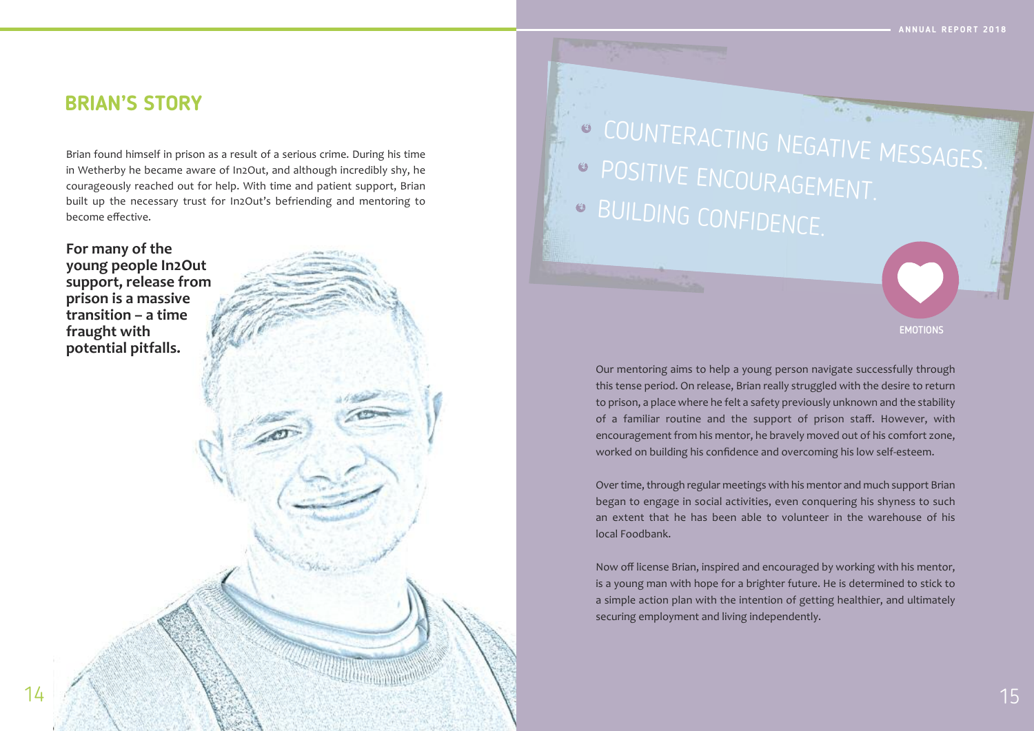## BRIAN'S STORY

Brian found himself in prison as a result of a serious crime. During his time in Wetherby he became aware of In2Out, and although incredibly shy, he courageously reached out for help. With time and patient support, Brian built up the necessary trust for In2Out's befriending and mentoring to become effective.

**For many of the young people In2Out support, release from prison is a massive transition – a time fraught with potential pitfalls.**

- COUNTERACTING NEGATIVE MESSAGES.
- POSITIVE ENCOURAGEMENT.
- BUILDING CONFIDENCE.

EMOTIONS

Our mentoring aims to help a young person navigate successfully through this tense period. On release, Brian really struggled with the desire to return to prison, a place where he felt a safety previously unknown and the stability of a familiar routine and the support of prison staff. However, with encouragement from his mentor, he bravely moved out of his comfort zone, worked on building his confidence and overcoming his low self-esteem.

Over time, through regular meetings with his mentor and much support Brian began to engage in social activities, even conquering his shyness to such an extent that he has been able to volunteer in the warehouse of his local Foodbank.

Now off license Brian, inspired and encouraged by working with his mentor, is a young man with hope for a brighter future. He is determined to stick to a simple action plan with the intention of getting healthier, and ultimately securing employment and living independently.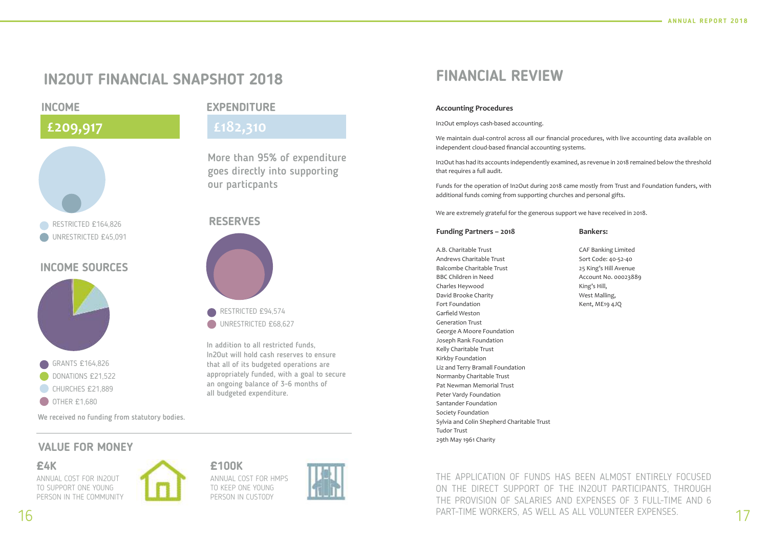# IN2OUT FINANCIAL SNAPSHOT 2018

## INCOME

**£209,917**

- RESTRICTED £164,826
- UNRESTRICTED £45,091

## INCOME SOURCES

- GRANTS £164,826
- DONATIONS £21,522
- CHURCHES £21,889
- OTHER £1,680

We received no funding from statutory bodies.

## EXPENDITURE

**£182,310**

More than 95% of expenditure goes directly into supporting our particpants

## RESERVES

- RESTRICTED £94,574
- UNRESTRICTED £68,627

In addition to all restricted funds, In2Out will hold cash reserves to ensure that all of its budgeted operations are appropriately funded, with a goal to secure an ongoing balance of 3-6 months of all budgeted expenditure.

## VALUE FOR MONEY

**£4K**

ANNUAL COST FOR IN2OUT TO SUPPORT ONE YOUNG PERSON IN THE COMMUNITY

**£100K**

ANNUAL COST FOR HMPS TO KEEP ONE YOUNG PERSON IN CUSTODY

# FINANCIAL REVIEW

### Accounting Procedures

In2Out employs cash-based accounting.

We maintain dual-control across all our financial procedures, with live accounting data available on independent cloud-based financial accounting systems.

In2Out has had its accounts independently examined, as revenue in 2018 remained below the threshold that requires a full audit.

Funds for the operation of In2Out during 2018 came mostly from Trust and Foundation funders, with additional funds coming from supporting churches and personal gifts.

We are extremely grateful for the generous support we have received in 2018.

### Funding Partners – 2018

A.B. Charitable Trust
Andrews Charitable Trust
Balcombe Charitable Trust
BBC Children in Need
Charles Heywood
David Brooke Charity
Fort Foundation
Garfield Weston
Generation Trust
George A Moore Foundation
Joseph Rank Foundation
Kelly Charitable Trust
Kirkby Foundation
Liz and Terry Bramall Foundation
Normanby Charitable Trust
Pat Newman Memorial Trust
Peter Vardy Foundation
Santander Foundation
Society Foundation
Sylvia and Colin Shepherd Charitable Trust
Tudor Trust
29th May 1961 Charity

### Bankers:

CAF Banking Limited
Sort Code: 40-52-40
25 King's Hill Avenue
Account No. 00023889
King's Hill,
West Malling,
Kent, ME19 4JQ

THE APPLICATION OF FUNDS HAS BEEN ALMOST ENTIRELY FOCUSED ON THE DIRECT SUPPORT OF THE IN2OUT PARTICIPANTS, THROUGH THE PROVISION OF SALARIES AND EXPENSES OF 3 FULL-TIME AND 6 PART-TIME WORKERS, AS WELL AS ALL VOLUNTEER EXPENSES.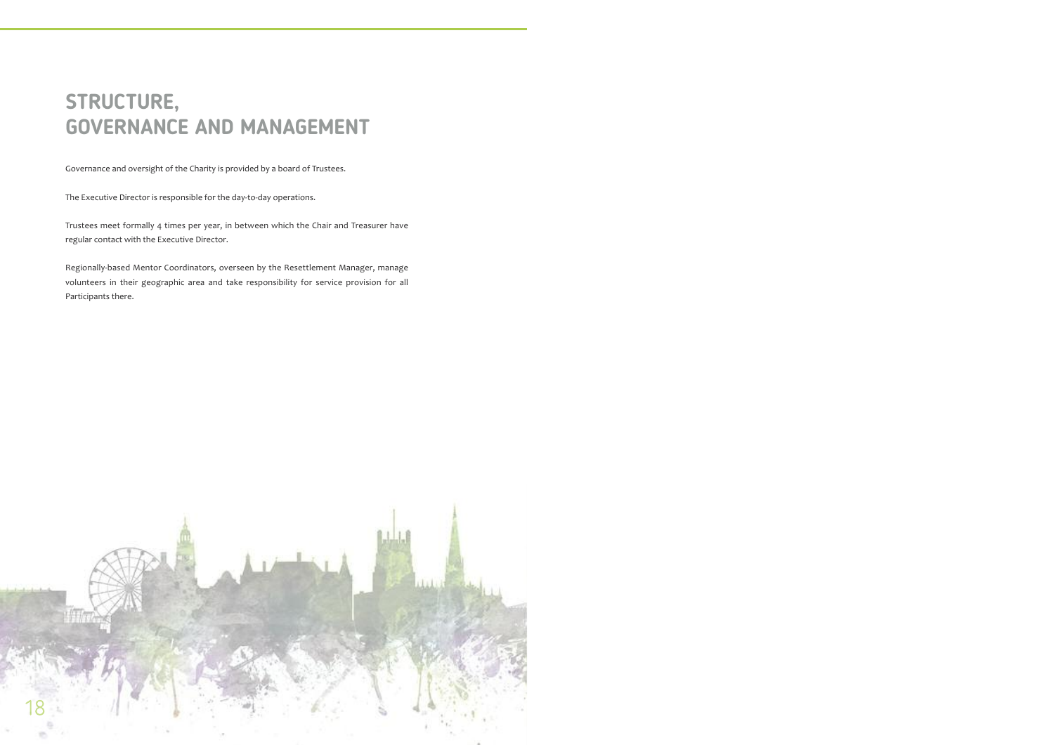# STRUCTURE, GOVERNANCE AND MANAGEMENT

Governance and oversight of the Charity is provided by a board of Trustees.

The Executive Director is responsible for the day-to-day operations.

Trustees meet formally 4 times per year, in between which the Chair and Treasurer have regular contact with the Executive Director.

Regionally-based Mentor Coordinators, overseen by the Resettlement Manager, manage volunteers in their geographic area and take responsibility for service provision for all Participants there.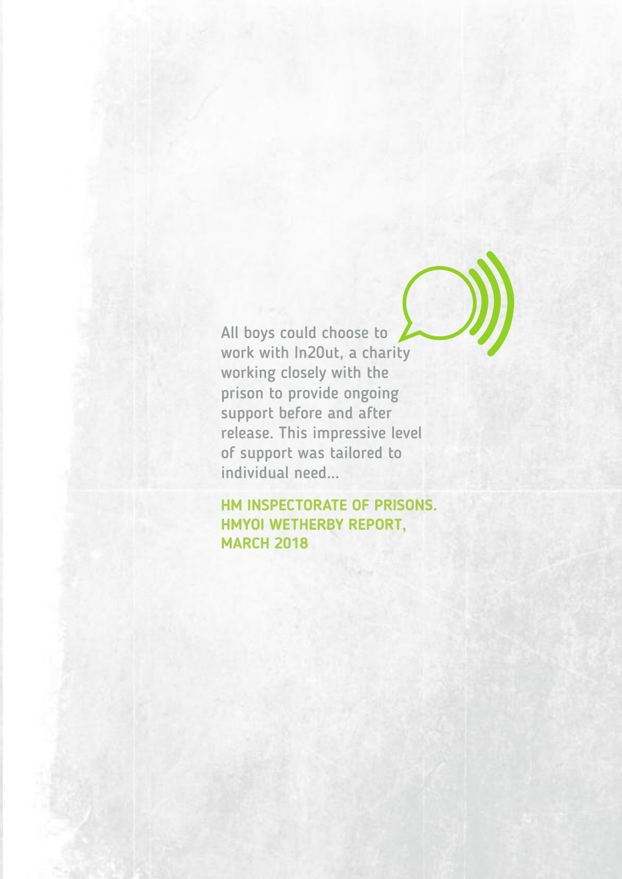All boys could choose to work with In2Out, a charity working closely with the prison to provide ongoing support before and after release. This impressive level of support was tailored to individual need...

**HM INSPECTORATE OF PRISONS. HMYOI WETHERBY REPORT, MARCH 2018**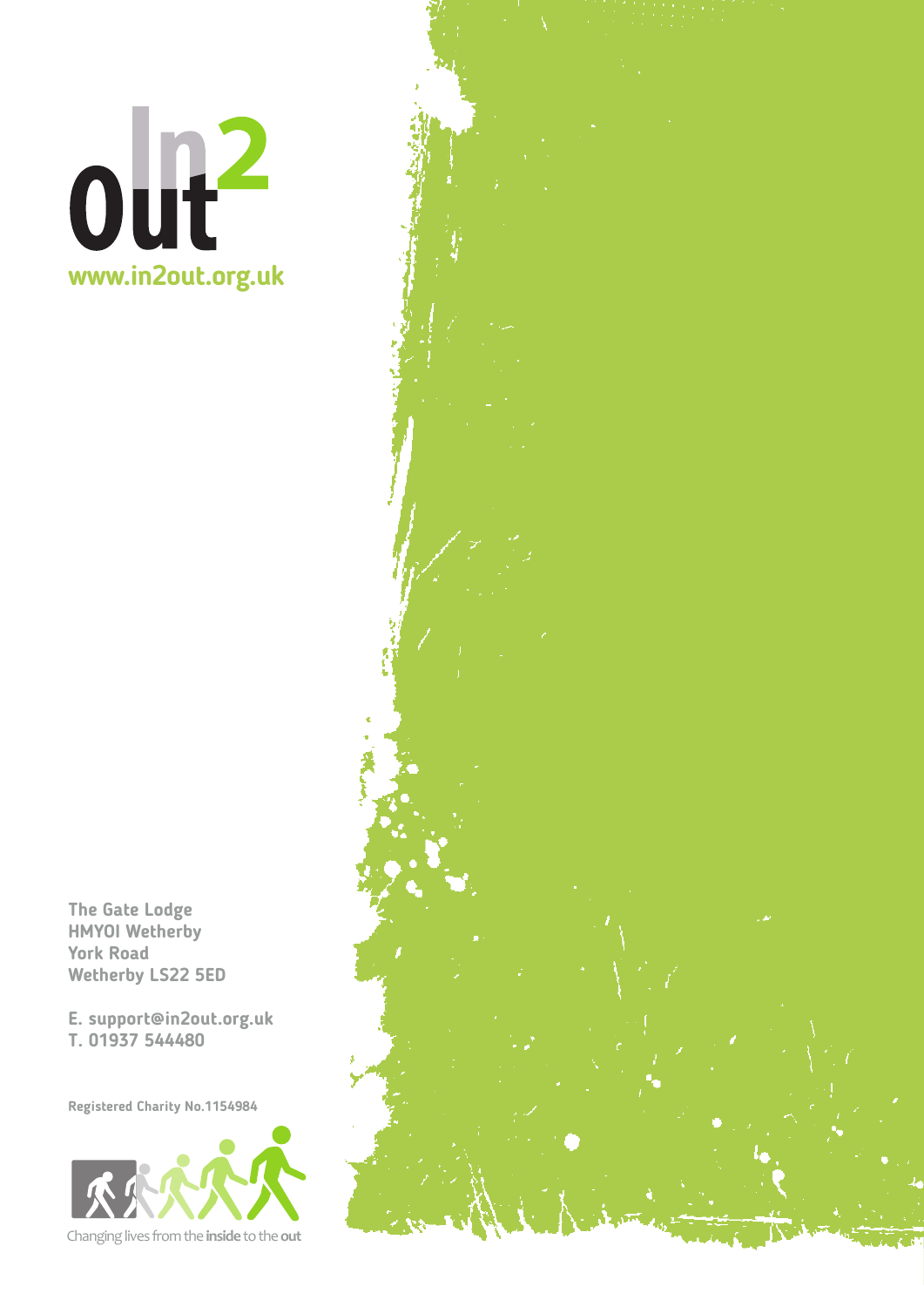In2out

www.in2out.org.uk

**The Gate Lodge**
**HMYOI Wetherby**
**York Road**
**Wetherby LS22 5ED**

**E. support@in2out.org.uk**
**T. 01937 544480**

**Registered Charity No.1154984**

Changing lives from the **inside** to the **out**